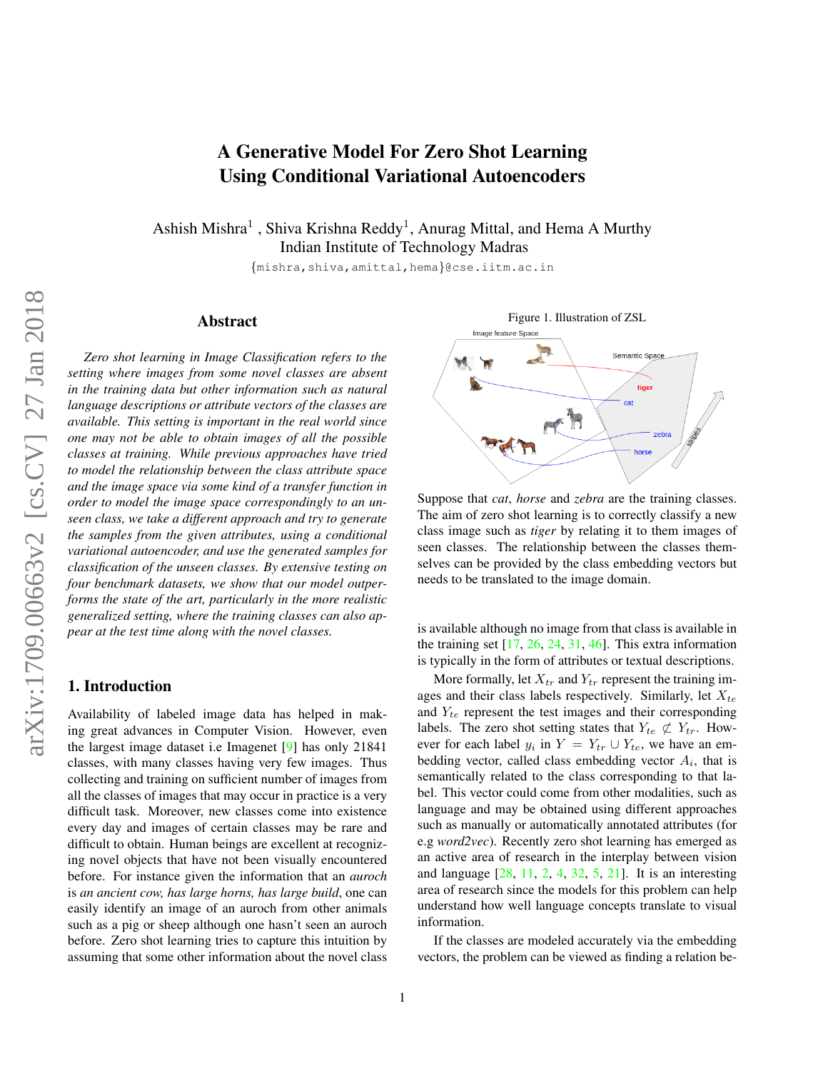# A Generative Model For Zero Shot Learning Using Conditional Variational Autoencoders

Ashish Mishra[1], Shiva Krishna Reddy[1], Anurag Mittal, and Hema A Murthy
Indian Institute of Technology Madras
{mishra,shiva,amittal,hema}@cse.iitm.ac.in

## Abstract

*Zero shot learning in Image Classification refers to the setting where images from some novel classes are absent in the training data but other information such as natural language descriptions or attribute vectors of the classes are available. This setting is important in the real world since one may not be able to obtain images of all the possible classes at training. While previous approaches have tried to model the relationship between the class attribute space and the image space via some kind of a transfer function in order to model the image space correspondingly to an unseen class, we take a different approach and try to generate the samples from the given attributes, using a conditional variational autoencoder, and use the generated samples for classification of the unseen classes. By extensive testing on four benchmark datasets, we show that our model outperforms the state of the art, particularly in the more realistic generalized setting, where the training classes can also appear at the test time along with the novel classes.*

## 1. Introduction

Availability of labeled image data has helped in making great advances in Computer Vision. However, even the largest image dataset i.e Imagenet [9] has only 21841 classes, with many classes having very few images. Thus collecting and training on sufficient number of images from all the classes of images that may occur in practice is a very difficult task. Moreover, new classes come into existence every day and images of certain classes may be rare and difficult to obtain. Human beings are excellent at recognizing novel objects that have not been visually encountered before. For instance given the information that an *auroch* is *an ancient cow, has large horns, has large build*, one can easily identify an image of an auroch from other animals such as a pig or sheep although one hasn't seen an auroch before. Zero shot learning tries to capture this intuition by assuming that some other information about the novel class is available although no image from that class is available in the training set [17, 26, 24, 31, 46]. This extra information is typically in the form of attributes or textual descriptions.

Figure 1. Illustration of ZSL

Suppose that *cat*, *horse* and *zebra* are the training classes. The aim of zero shot learning is to correctly classify a new class image such as *tiger* by relating it to them images of seen classes. The relationship between the classes themselves can be provided by the class embedding vectors but needs to be translated to the image domain.

More formally, let $X_{tr}$ and $Y_{tr}$ represent the training images and their class labels respectively. Similarly, let $X_{te}$ and $Y_{te}$ represent the test images and their corresponding labels. The zero shot setting states that $Y_{te} \not\subset Y_{tr}$. However for each label $y_i$ in $Y = Y_{tr} \cup Y_{te}$, we have an embedding vector, called class embedding vector $A_i$, that is semantically related to the class corresponding to that label. This vector could come from other modalities, such as language and may be obtained using different approaches such as manually or automatically annotated attributes (for e.g *word2vec*). Recently zero shot learning has emerged as an active area of research in the interplay between vision and language [28, 11, 2, 4, 32, 5, 21]. It is an interesting area of research since the models for this problem can help understand how well language concepts translate to visual information.

If the classes are modeled accurately via the embedding vectors, the problem can be viewed as finding a relation be-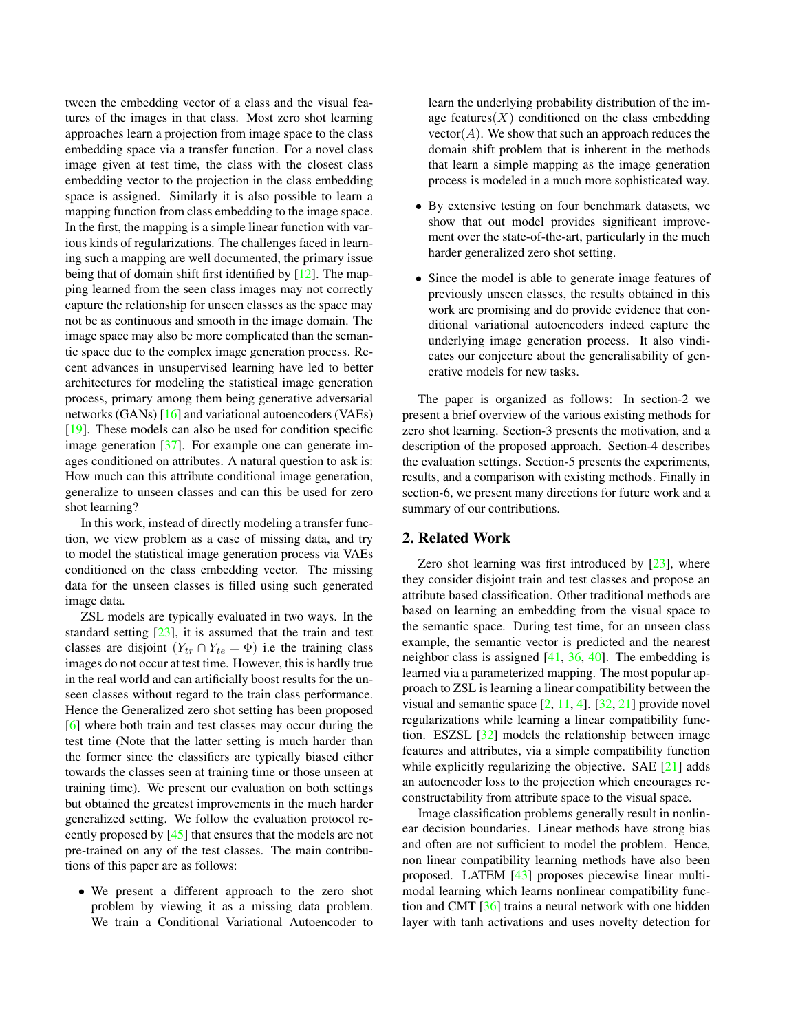tween the embedding vector of a class and the visual features of the images in that class. Most zero shot learning approaches learn a projection from image space to the class embedding space via a transfer function. For a novel class image given at test time, the class with the closest class embedding vector to the projection in the class embedding space is assigned. Similarly it is also possible to learn a mapping function from class embedding to the image space. In the first, the mapping is a simple linear function with various kinds of regularizations. The challenges faced in learning such a mapping are well documented, the primary issue being that of domain shift first identified by [12]. The mapping learned from the seen class images may not correctly capture the relationship for unseen classes as the space may not be as continuous and smooth in the image domain. The image space may also be more complicated than the semantic space due to the complex image generation process. Recent advances in unsupervised learning have led to better architectures for modeling the statistical image generation process, primary among them being generative adversarial networks (GANs) [16] and variational autoencoders (VAEs) [19]. These models can also be used for condition specific image generation [37]. For example one can generate images conditioned on attributes. A natural question to ask is: How much can this attribute conditional image generation, generalize to unseen classes and can this be used for zero shot learning?

In this work, instead of directly modeling a transfer function, we view problem as a case of missing data, and try to model the statistical image generation process via VAEs conditioned on the class embedding vector. The missing data for the unseen classes is filled using such generated image data.

ZSL models are typically evaluated in two ways. In the standard setting [23], it is assumed that the train and test classes are disjoint ($Y_{tr} \cap Y_{te} = \Phi$) i.e the training class images do not occur at test time. However, this is hardly true in the real world and can artificially boost results for the unseen classes without regard to the train class performance. Hence the Generalized zero shot setting has been proposed [6] where both train and test classes may occur during the test time (Note that the latter setting is much harder than the former since the classifiers are typically biased either towards the classes seen at training time or those unseen at training time). We present our evaluation on both settings but obtained the greatest improvements in the much harder generalized setting. We follow the evaluation protocol recently proposed by [45] that ensures that the models are not pre-trained on any of the test classes. The main contributions of this paper are as follows:

- We present a different approach to the zero shot problem by viewing it as a missing data problem. We train a Conditional Variational Autoencoder to learn the underlying probability distribution of the image features($X$) conditioned on the class embedding vector($A$). We show that such an approach reduces the domain shift problem that is inherent in the methods that learn a simple mapping as the image generation process is modeled in a much more sophisticated way.
- By extensive testing on four benchmark datasets, we show that out model provides significant improvement over the state-of-the-art, particularly in the much harder generalized zero shot setting.
- Since the model is able to generate image features of previously unseen classes, the results obtained in this work are promising and do provide evidence that conditional variational autoencoders indeed capture the underlying image generation process. It also vindicates our conjecture about the generalisability of generative models for new tasks.

The paper is organized as follows: In section-2 we present a brief overview of the various existing methods for zero shot learning. Section-3 presents the motivation, and a description of the proposed approach. Section-4 describes the evaluation settings. Section-5 presents the experiments, results, and a comparison with existing methods. Finally in section-6, we present many directions for future work and a summary of our contributions.

## 2. Related Work

Zero shot learning was first introduced by [23], where they consider disjoint train and test classes and propose an attribute based classification. Other traditional methods are based on learning an embedding from the visual space to the semantic space. During test time, for an unseen class example, the semantic vector is predicted and the nearest neighbor class is assigned [41, 36, 40]. The embedding is learned via a parameterized mapping. The most popular approach to ZSL is learning a linear compatibility between the visual and semantic space [2, 11, 4]. [32, 21] provide novel regularizations while learning a linear compatibility function. ESZSL [32] models the relationship between image features and attributes, via a simple compatibility function while explicitly regularizing the objective. SAE [21] adds an autoencoder loss to the projection which encourages reconstructability from attribute space to the visual space.

Image classification problems generally result in nonlinear decision boundaries. Linear methods have strong bias and often are not sufficient to model the problem. Hence, non linear compatibility learning methods have also been proposed. LATEM [43] proposes piecewise linear multimodal learning which learns nonlinear compatibility function and CMT [36] trains a neural network with one hidden layer with tanh activations and uses novelty detection for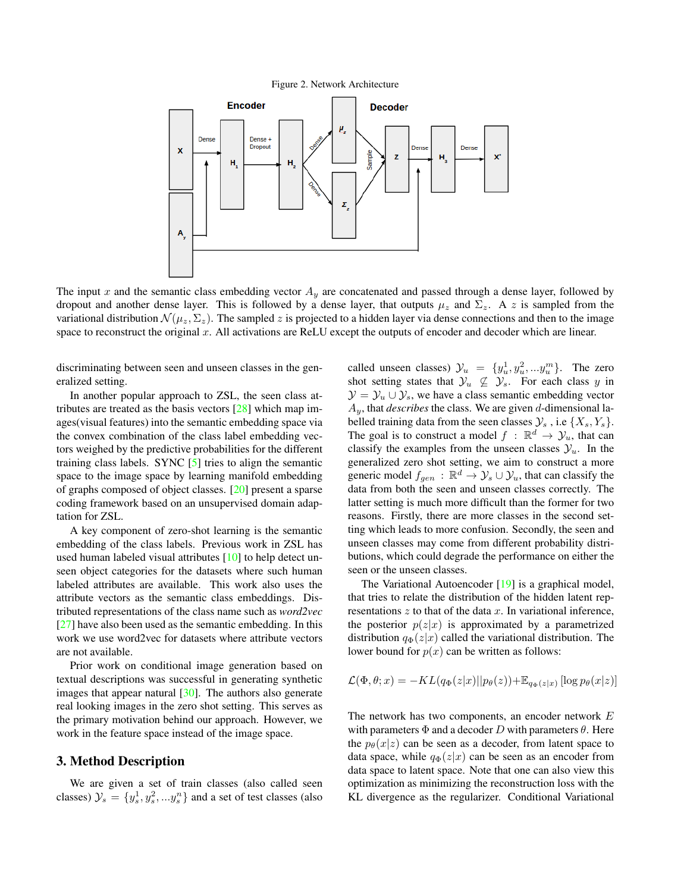Figure 2. Network Architecture

The input $x$ and the semantic class embedding vector $A_y$ are concatenated and passed through a dense layer, followed by dropout and another dense layer. This is followed by a dense layer, that outputs $\mu_z$ and $\Sigma_z$. A $z$ is sampled from the variational distribution $\mathcal{N}(\mu_z, \Sigma_z)$. The sampled $z$ is projected to a hidden layer via dense connections and then to the image space to reconstruct the original $x$. All activations are ReLU except the outputs of encoder and decoder which are linear.

discriminating between seen and unseen classes in the generalized setting.

In another popular approach to ZSL, the seen class attributes are treated as the basis vectors [28] which map images(visual features) into the semantic embedding space via the convex combination of the class label embedding vectors weighed by the predictive probabilities for the different training class labels. SYNC [5] tries to align the semantic space to the image space by learning manifold embedding of graphs composed of object classes. [20] present a sparse coding framework based on an unsupervised domain adaptation for ZSL.

A key component of zero-shot learning is the semantic embedding of the class labels. Previous work in ZSL has used human labeled visual attributes [10] to help detect unseen object categories for the datasets where such human labeled attributes are available. This work also uses the attribute vectors as the semantic class embeddings. Distributed representations of the class name such as *word2vec* [27] have also been used as the semantic embedding. In this work we use word2vec for datasets where attribute vectors are not available.

Prior work on conditional image generation based on textual descriptions was successful in generating synthetic images that appear natural [30]. The authors also generate real looking images in the zero shot setting. This serves as the primary motivation behind our approach. However, we work in the feature space instead of the image space.

## 3. Method Description

We are given a set of train classes (also called seen classes) $\mathcal{Y}_s = \{y_s^1, y_s^2, ...y_s^n\}$ and a set of test classes (also called unseen classes) $\mathcal{Y}_u = \{y_u^1, y_u^2, ...y_u^m\}$. The zero shot setting states that $\mathcal{Y}_u \not\subseteq \mathcal{Y}_s$. For each class $y$ in $\mathcal{Y} = \mathcal{Y}_u \cup \mathcal{Y}_s$, we have a class semantic embedding vector $A_y$, that *describes* the class. We are given $d$-dimensional labelled training data from the seen classes $\mathcal{Y}_s$ , i.e $\{X_s, Y_s\}$. The goal is to construct a model $f : \mathbb{R}^d \rightarrow \mathcal{Y}_u$, that can classify the examples from the unseen classes $\mathcal{Y}_u$. In the generalized zero shot setting, we aim to construct a more generic model $f_{gen} : \mathbb{R}^d \rightarrow \mathcal{Y}_s \cup \mathcal{Y}_u$, that can classify the data from both the seen and unseen classes correctly. The latter setting is much more difficult than the former for two reasons. Firstly, there are more classes in the second setting which leads to more confusion. Secondly, the seen and unseen classes may come from different probability distributions, which could degrade the performance on either the seen or the unseen classes.

The Variational Autoencoder [19] is a graphical model, that tries to relate the distribution of the hidden latent representations $z$ to that of the data $x$. In variational inference, the posterior $p(z|x)$ is approximated by a parametrized distribution $q_\Phi(z|x)$ called the variational distribution. The lower bound for $p(x)$ can be written as follows:

$$\mathcal{L}(\Phi, \theta; x) = -KL(q_\Phi(z|x)||p_\theta(z)) + \mathbb{E}_{q_\Phi(z|x)} [\log p_\theta(x|z)]$$

The network has two components, an encoder network $E$ with parameters $\Phi$ and a decoder $D$ with parameters $\theta$. Here the $p_\theta(x|z)$ can be seen as a decoder, from latent space to data space, while $q_\Phi(z|x)$ can be seen as an encoder from data space to latent space. Note that one can also view this optimization as minimizing the reconstruction loss with the KL divergence as the regularizer. Conditional Variational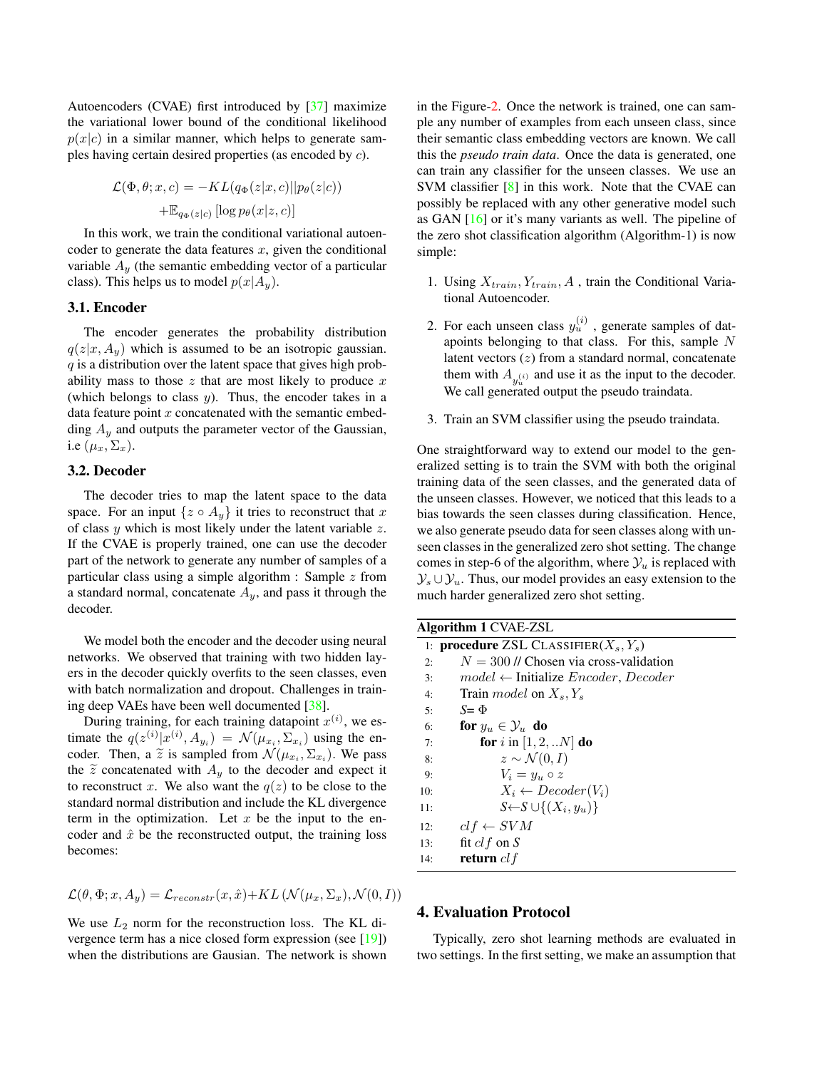Autoencoders (CVAE) first introduced by [37] maximize the variational lower bound of the conditional likelihood $p(x|c)$ in a similar manner, which helps to generate samples having certain desired properties (as encoded by $c$).

$$\mathcal{L}(\Phi, \theta; x, c) = -KL(q_\Phi(z|x, c)||p_\theta(z|c)) + \mathbb{E}_{q_\Phi(z|c)}\left[\log p_\theta(x|z, c)\right]$$

In this work, we train the conditional variational autoencoder to generate the data features $x$, given the conditional variable $A_y$ (the semantic embedding vector of a particular class). This helps us to model $p(x|A_y)$.

### 3.1. Encoder

The encoder generates the probability distribution $q(z|x, A_y)$ which is assumed to be an isotropic gaussian. $q$ is a distribution over the latent space that gives high probability mass to those $z$ that are most likely to produce $x$ (which belongs to class $y$). Thus, the encoder takes in a data feature point $x$ concatenated with the semantic embedding $A_y$ and outputs the parameter vector of the Gaussian, i.e $(\mu_x, \Sigma_x)$.

### 3.2. Decoder

The decoder tries to map the latent space to the data space. For an input $\{z \circ A_y\}$ it tries to reconstruct that $x$ of class $y$ which is most likely under the latent variable $z$. If the CVAE is properly trained, one can use the decoder part of the network to generate any number of samples of a particular class using a simple algorithm : Sample $z$ from a standard normal, concatenate $A_y$, and pass it through the decoder.

We model both the encoder and the decoder using neural networks. We observed that training with two hidden layers in the decoder quickly overfits to the seen classes, even with batch normalization and dropout. Challenges in training deep VAEs have been well documented [38].

During training, for each training datapoint $x^{(i)}$, we estimate the $q(z^{(i)}|x^{(i)}, A_{y_i}) = \mathcal{N}(\mu_{x_i}, \Sigma_{x_i})$ using the encoder. Then, a $\widetilde{z}$ is sampled from $\mathcal{N}(\mu_{x_i}, \Sigma_{x_i})$. We pass the $\widetilde{z}$ concatenated with $A_y$ to the decoder and expect it to reconstruct $x$. We also want the $q(z)$ to be close to the standard normal distribution and include the KL divergence term in the optimization. Let $x$ be the input to the encoder and $\hat{x}$ be the reconstructed output, the training loss becomes:

$$\mathcal{L}(\theta, \Phi; x, A_y) = \mathcal{L}_{reconstr}(x, \hat{x}) + KL\left(\mathcal{N}(\mu_x, \Sigma_x), \mathcal{N}(0, I)\right)$$

We use $L_2$ norm for the reconstruction loss. The KL divergence term has a nice closed form expression (see [19]) when the distributions are Gausian. The network is shown in the Figure-2. Once the network is trained, one can sample any number of examples from each unseen class, since their semantic class embedding vectors are known. We call this the *pseudo train data*. Once the data is generated, one can train any classifier for the unseen classes. We use an SVM classifier [8] in this work. Note that the CVAE can possibly be replaced with any other generative model such as GAN [16] or it's many variants as well. The pipeline of the zero shot classification algorithm (Algorithm-1) is now simple:

1. Using $X_{train}, Y_{train}, A$ , train the Conditional Variational Autoencoder.
2. For each unseen class $y_u^{(i)}$ , generate samples of datapoints belonging to that class. For this, sample $N$ latent vectors ($z$) from a standard normal, concatenate them with $A_{y_u^{(i)}}$ and use it as the input to the decoder. We call generated output the pseudo traindata.
3. Train an SVM classifier using the pseudo traindata.

One straightforward way to extend our model to the generalized setting is to train the SVM with both the original training data of the seen classes, and the generated data of the unseen classes. However, we noticed that this leads to a bias towards the seen classes during classification. Hence, we also generate pseudo data for seen classes along with unseen classes in the generalized zero shot setting. The change comes in step-6 of the algorithm, where $\mathcal{Y}_u$ is replaced with $\mathcal{Y}_s \cup \mathcal{Y}_u$. Thus, our model provides an easy extension to the much harder generalized zero shot setting.

**Algorithm 1** CVAE-ZSL

```
1:  procedure ZSL CLASSIFIER(X_s, Y_s)
2:      N = 300 // Chosen via cross-validation
3:      model ← Initialize Encoder, Decoder
4:      Train model on X_s, Y_s
5:      S = Φ
6:      for y_u ∈ 𝒴_u do
7:          for i in [1, 2, ..N] do
8:              z ∼ 𝒩(0, I)
9:              V_i = y_u ∘ z
10:             X_i ← Decoder(V_i)
11:             S ← S ∪ {(X_i, y_u)}
12:     clf ← SVM
13:     fit clf on S
14:     return clf
```

## 4. Evaluation Protocol

Typically, zero shot learning methods are evaluated in two settings. In the first setting, we make an assumption that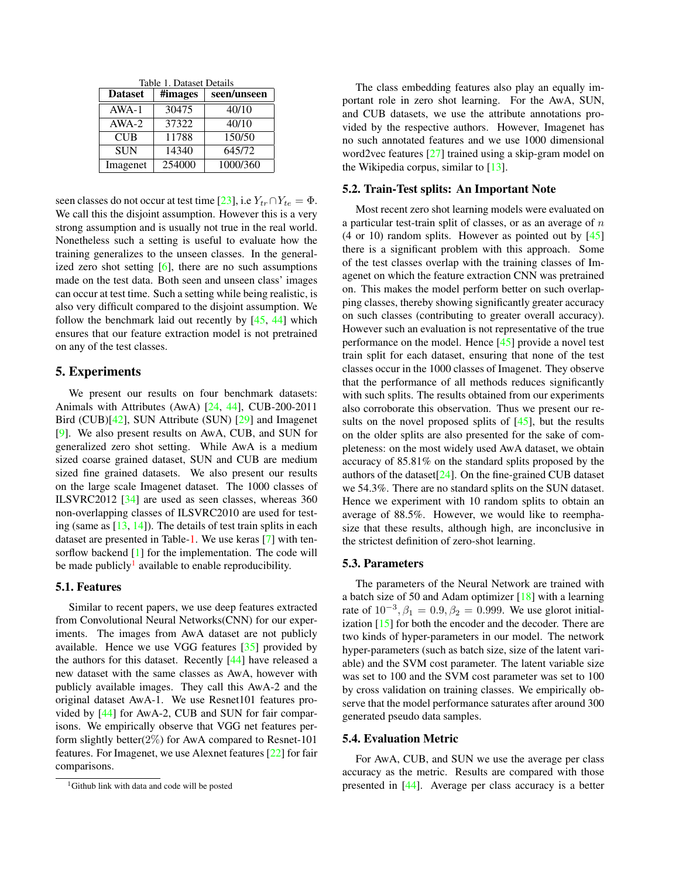Table 1. Dataset Details

| Dataset | #images | seen/unseen |
|---|---|---|
| AWA-1 | 30475 | 40/10 |
| AWA-2 | 37322 | 40/10 |
| CUB | 11788 | 150/50 |
| SUN | 14340 | 645/72 |
| Imagenet | 254000 | 1000/360 |

seen classes do not occur at test time [23], i.e $Y_{tr} \cap Y_{te} = \Phi$. We call this the disjoint assumption. However this is a very strong assumption and is usually not true in the real world. Nonetheless such a setting is useful to evaluate how the training generalizes to the unseen classes. In the generalized zero shot setting [6], there are no such assumptions made on the test data. Both seen and unseen class' images can occur at test time. Such a setting while being realistic, is also very difficult compared to the disjoint assumption. We follow the benchmark laid out recently by [45, 44] which ensures that our feature extraction model is not pretrained on any of the test classes.

## 5. Experiments

We present our results on four benchmark datasets: Animals with Attributes (AwA) [24, 44], CUB-200-2011 Bird (CUB)[42], SUN Attribute (SUN) [29] and Imagenet [9]. We also present results on AwA, CUB, and SUN for generalized zero shot setting. While AwA is a medium sized coarse grained dataset, SUN and CUB are medium sized fine grained datasets. We also present our results on the large scale Imagenet dataset. The 1000 classes of ILSVRC2012 [34] are used as seen classes, whereas 360 non-overlapping classes of ILSVRC2010 are used for testing (same as [13, 14]). The details of test train splits in each dataset are presented in Table-1. We use keras [7] with tensorflow backend [1] for the implementation. The code will be made publicly[1] available to enable reproducibility.

### 5.1. Features

Similar to recent papers, we use deep features extracted from Convolutional Neural Networks(CNN) for our experiments. The images from AwA dataset are not publicly available. Hence we use VGG features [35] provided by the authors for this dataset. Recently [44] have released a new dataset with the same classes as AwA, however with publicly available images. They call this AwA-2 and the original dataset AwA-1. We use Resnet101 features provided by [44] for AwA-2, CUB and SUN for fair comparisons. We empirically observe that VGG net features perform slightly better(2%) for AwA compared to Resnet-101 features. For Imagenet, we use Alexnet features [22] for fair comparisons.

[1] Github link with data and code will be posted

The class embedding features also play an equally important role in zero shot learning. For the AwA, SUN, and CUB datasets, we use the attribute annotations provided by the respective authors. However, Imagenet has no such annotated features and we use 1000 dimensional word2vec features [27] trained using a skip-gram model on the Wikipedia corpus, similar to [13].

### 5.2. Train-Test splits: An Important Note

Most recent zero shot learning models were evaluated on a particular test-train split of classes, or as an average of $n$ (4 or 10) random splits. However as pointed out by [45] there is a significant problem with this approach. Some of the test classes overlap with the training classes of Imagenet on which the feature extraction CNN was pretrained on. This makes the model perform better on such overlapping classes, thereby showing significantly greater accuracy on such classes (contributing to greater overall accuracy). However such an evaluation is not representative of the true performance on the model. Hence [45] provide a novel test train split for each dataset, ensuring that none of the test classes occur in the 1000 classes of Imagenet. They observe that the performance of all methods reduces significantly with such splits. The results obtained from our experiments also corroborate this observation. Thus we present our results on the novel proposed splits of [45], but the results on the older splits are also presented for the sake of completeness: on the most widely used AwA dataset, we obtain accuracy of 85.81% on the standard splits proposed by the authors of the dataset[24]. On the fine-grained CUB dataset we 54.3%. There are no standard splits on the SUN dataset. Hence we experiment with 10 random splits to obtain an average of 88.5%. However, we would like to reemphasize that these results, although high, are inconclusive in the strictest definition of zero-shot learning.

### 5.3. Parameters

The parameters of the Neural Network are trained with a batch size of 50 and Adam optimizer [18] with a learning rate of $10^{-3}, \beta_1 = 0.9, \beta_2 = 0.999$. We use glorot initialization [15] for both the encoder and the decoder. There are two kinds of hyper-parameters in our model. The network hyper-parameters (such as batch size, size of the latent variable) and the SVM cost parameter. The latent variable size was set to 100 and the SVM cost parameter was set to 100 by cross validation on training classes. We empirically observe that the model performance saturates after around 300 generated pseudo data samples.

### 5.4. Evaluation Metric

For AwA, CUB, and SUN we use the average per class accuracy as the metric. Results are compared with those presented in [44]. Average per class accuracy is a better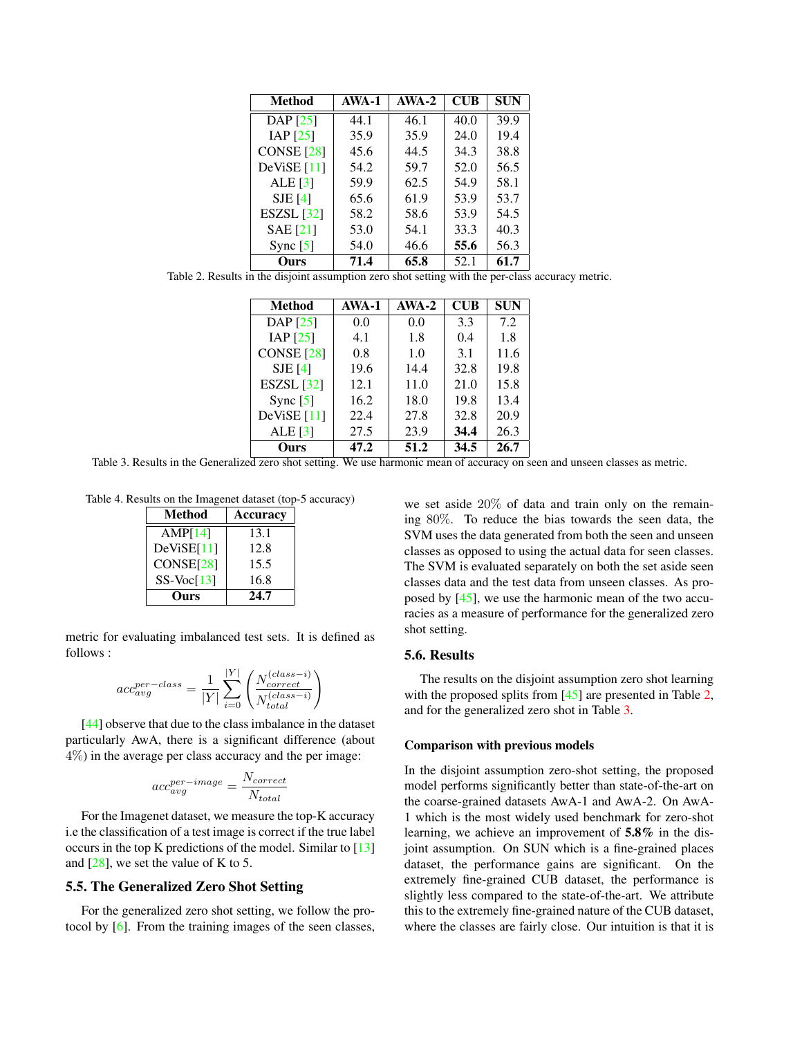| Method | AWA-1 | AWA-2 | CUB | SUN |
|---|---|---|---|---|
| DAP [25] | 44.1 | 46.1 | 40.0 | 39.9 |
| IAP [25] | 35.9 | 35.9 | 24.0 | 19.4 |
| CONSE [28] | 45.6 | 44.5 | 34.3 | 38.8 |
| DeViSE [11] | 54.2 | 59.7 | 52.0 | 56.5 |
| ALE [3] | 59.9 | 62.5 | 54.9 | 58.1 |
| SJE [4] | 65.6 | 61.9 | 53.9 | 53.7 |
| ESZSL [32] | 58.2 | 58.6 | 53.9 | 54.5 |
| SAE [21] | 53.0 | 54.1 | 33.3 | 40.3 |
| Sync [5] | 54.0 | 46.6 | **55.6** | 56.3 |
| **Ours** | **71.4** | **65.8** | 52.1 | **61.7** |

Table 2. Results in the disjoint assumption zero shot setting with the per-class accuracy metric.

| Method | AWA-1 | AWA-2 | CUB | SUN |
|---|---|---|---|---|
| DAP [25] | 0.0 | 0.0 | 3.3 | 7.2 |
| IAP [25] | 4.1 | 1.8 | 0.4 | 1.8 |
| CONSE [28] | 0.8 | 1.0 | 3.1 | 11.6 |
| SJE [4] | 19.6 | 14.4 | 32.8 | 19.8 |
| ESZSL [32] | 12.1 | 11.0 | 21.0 | 15.8 |
| Sync [5] | 16.2 | 18.0 | 19.8 | 13.4 |
| DeViSE [11] | 22.4 | 27.8 | 32.8 | 20.9 |
| ALE [3] | 27.5 | 23.9 | **34.4** | 26.3 |
| **Ours** | **47.2** | **51.2** | **34.5** | **26.7** |

Table 3. Results in the Generalized zero shot setting. We use harmonic mean of accuracy on seen and unseen classes as metric.

Table 4. Results on the Imagenet dataset (top-5 accuracy)

| Method | Accuracy |
|---|---|
| AMP[14] | 13.1 |
| DeViSE[11] | 12.8 |
| CONSE[28] | 15.5 |
| SS-Voc[13] | 16.8 |
| **Ours** | **24.7** |

metric for evaluating imbalanced test sets. It is defined as follows :

$$acc_{avg}^{per-class} = \frac{1}{|Y|} \sum_{i=0}^{|Y|} \left( \frac{N_{correct}^{(class-i)}}{N_{total}^{(class-i)}} \right)$$

[44] observe that due to the class imbalance in the dataset particularly AwA, there is a significant difference (about $4\%$) in the average per class accuracy and the per image:

$$acc_{avg}^{per-image} = \frac{N_{correct}}{N_{total}}$$

For the Imagenet dataset, we measure the top-K accuracy i.e the classification of a test image is correct if the true label occurs in the top K predictions of the model. Similar to [13] and [28], we set the value of K to 5.

## 5.5. The Generalized Zero Shot Setting

For the generalized zero shot setting, we follow the protocol by [6]. From the training images of the seen classes, we set aside $20\%$ of data and train only on the remaining $80\%$. To reduce the bias towards the seen data, the SVM uses the data generated from both the seen and unseen classes as opposed to using the actual data for seen classes. The SVM is evaluated separately on both the set aside seen classes data and the test data from unseen classes. As proposed by [45], we use the harmonic mean of the two accuracies as a measure of performance for the generalized zero shot setting.

## 5.6. Results

The results on the disjoint assumption zero shot learning with the proposed splits from [45] are presented in Table 2, and for the generalized zero shot in Table 3.

#### Comparison with previous models

In the disjoint assumption zero-shot setting, the proposed model performs significantly better than state-of-the-art on the coarse-grained datasets AwA-1 and AwA-2. On AwA-1 which is the most widely used benchmark for zero-shot learning, we achieve an improvement of **5.8%** in the disjoint assumption. On SUN which is a fine-grained places dataset, the performance gains are significant. On the extremely fine-grained CUB dataset, the performance is slightly less compared to the state-of-the-art. We attribute this to the extremely fine-grained nature of the CUB dataset, where the classes are fairly close. Our intuition is that it is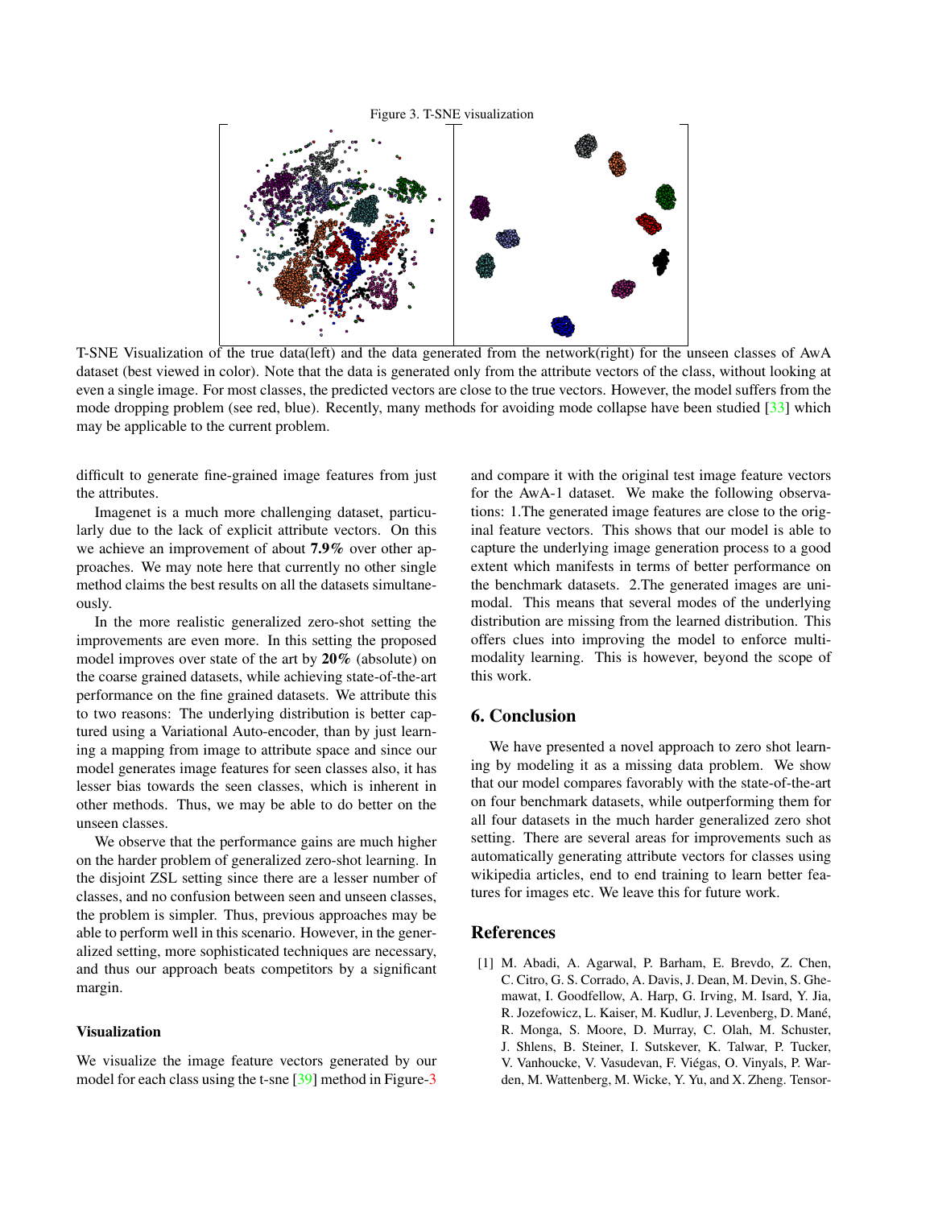Figure 3. T-SNE visualization

T-SNE Visualization of the true data(left) and the data generated from the network(right) for the unseen classes of AwA dataset (best viewed in color). Note that the data is generated only from the attribute vectors of the class, without looking at even a single image. For most classes, the predicted vectors are close to the true vectors. However, the model suffers from the mode dropping problem (see red, blue). Recently, many methods for avoiding mode collapse have been studied [33] which may be applicable to the current problem.

difficult to generate fine-grained image features from just the attributes.

Imagenet is a much more challenging dataset, particularly due to the lack of explicit attribute vectors. On this we achieve an improvement of about **7.9%** over other approaches. We may note here that currently no other single method claims the best results on all the datasets simultaneously.

In the more realistic generalized zero-shot setting the improvements are even more. In this setting the proposed model improves over state of the art by **20%** (absolute) on the coarse grained datasets, while achieving state-of-the-art performance on the fine grained datasets. We attribute this to two reasons: The underlying distribution is better captured using a Variational Auto-encoder, than by just learning a mapping from image to attribute space and since our model generates image features for seen classes also, it has lesser bias towards the seen classes, which is inherent in other methods. Thus, we may be able to do better on the unseen classes.

We observe that the performance gains are much higher on the harder problem of generalized zero-shot learning. In the disjoint ZSL setting since there are a lesser number of classes, and no confusion between seen and unseen classes, the problem is simpler. Thus, previous approaches may be able to perform well in this scenario. However, in the generalized setting, more sophisticated techniques are necessary, and thus our approach beats competitors by a significant margin.

#### Visualization

We visualize the image feature vectors generated by our model for each class using the t-sne [39] method in Figure-3 and compare it with the original test image feature vectors for the AwA-1 dataset. We make the following observations: 1.The generated image features are close to the original feature vectors. This shows that our model is able to capture the underlying image generation process to a good extent which manifests in terms of better performance on the benchmark datasets. 2.The generated images are unimodal. This means that several modes of the underlying distribution are missing from the learned distribution. This offers clues into improving the model to enforce multimodality learning. This is however, beyond the scope of this work.

## 6. Conclusion

We have presented a novel approach to zero shot learning by modeling it as a missing data problem. We show that our model compares favorably with the state-of-the-art on four benchmark datasets, while outperforming them for all four datasets in the much harder generalized zero shot setting. There are several areas for improvements such as automatically generating attribute vectors for classes using wikipedia articles, end to end training to learn better features for images etc. We leave this for future work.

## References

[1] M. Abadi, A. Agarwal, P. Barham, E. Brevdo, Z. Chen, C. Citro, G. S. Corrado, A. Davis, J. Dean, M. Devin, S. Ghemawat, I. Goodfellow, A. Harp, G. Irving, M. Isard, Y. Jia, R. Jozefowicz, L. Kaiser, M. Kudlur, J. Levenberg, D. Mané, R. Monga, S. Moore, D. Murray, C. Olah, M. Schuster, J. Shlens, B. Steiner, I. Sutskever, K. Talwar, P. Tucker, V. Vanhoucke, V. Vasudevan, F. Viégas, O. Vinyals, P. Warden, M. Wattenberg, M. Wicke, Y. Yu, and X. Zheng. Tensor-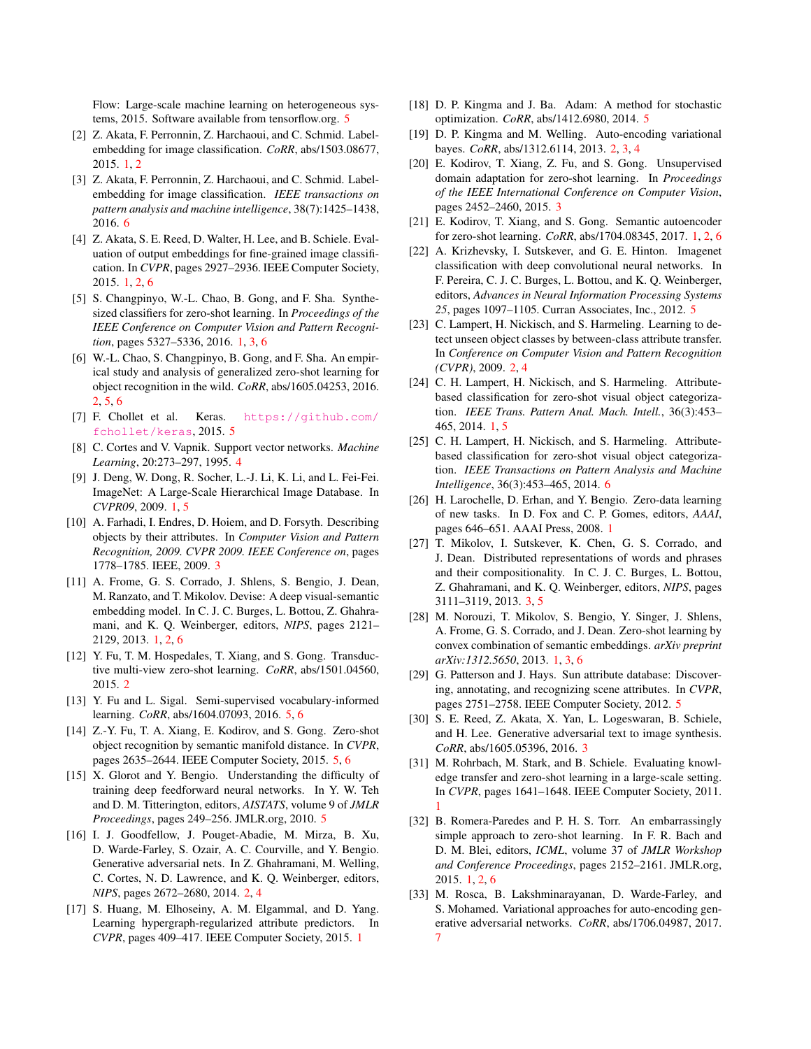Flow: Large-scale machine learning on heterogeneous systems, 2015. Software available from tensorflow.org. 5

[2] Z. Akata, F. Perronnin, Z. Harchaoui, and C. Schmid. Label-embedding for image classification. *CoRR*, abs/1503.08677, 2015. 1, 2

[3] Z. Akata, F. Perronnin, Z. Harchaoui, and C. Schmid. Label-embedding for image classification. *IEEE transactions on pattern analysis and machine intelligence*, 38(7):1425–1438, 2016. 6

[4] Z. Akata, S. E. Reed, D. Walter, H. Lee, and B. Schiele. Evaluation of output embeddings for fine-grained image classification. In *CVPR*, pages 2927–2936. IEEE Computer Society, 2015. 1, 2, 6

[5] S. Changpinyo, W.-L. Chao, B. Gong, and F. Sha. Synthesized classifiers for zero-shot learning. In *Proceedings of the IEEE Conference on Computer Vision and Pattern Recognition*, pages 5327–5336, 2016. 1, 3, 6

[6] W.-L. Chao, S. Changpinyo, B. Gong, and F. Sha. An empirical study and analysis of generalized zero-shot learning for object recognition in the wild. *CoRR*, abs/1605.04253, 2016. 2, 5, 6

[7] F. Chollet et al. Keras. https://github.com/fchollet/keras, 2015. 5

[8] C. Cortes and V. Vapnik. Support vector networks. *Machine Learning*, 20:273–297, 1995. 4

[9] J. Deng, W. Dong, R. Socher, L.-J. Li, K. Li, and L. Fei-Fei. ImageNet: A Large-Scale Hierarchical Image Database. In *CVPR09*, 2009. 1, 5

[10] A. Farhadi, I. Endres, D. Hoiem, and D. Forsyth. Describing objects by their attributes. In *Computer Vision and Pattern Recognition, 2009. CVPR 2009. IEEE Conference on*, pages 1778–1785. IEEE, 2009. 3

[11] A. Frome, G. S. Corrado, J. Shlens, S. Bengio, J. Dean, M. Ranzato, and T. Mikolov. Devise: A deep visual-semantic embedding model. In C. J. C. Burges, L. Bottou, Z. Ghahramani, and K. Q. Weinberger, editors, *NIPS*, pages 2121–2129, 2013. 1, 2, 6

[12] Y. Fu, T. M. Hospedales, T. Xiang, and S. Gong. Transductive multi-view zero-shot learning. *CoRR*, abs/1501.04560, 2015. 2

[13] Y. Fu and L. Sigal. Semi-supervised vocabulary-informed learning. *CoRR*, abs/1604.07093, 2016. 5, 6

[14] Z.-Y. Fu, T. A. Xiang, E. Kodirov, and S. Gong. Zero-shot object recognition by semantic manifold distance. In *CVPR*, pages 2635–2644. IEEE Computer Society, 2015. 5, 6

[15] X. Glorot and Y. Bengio. Understanding the difficulty of training deep feedforward neural networks. In Y. W. Teh and D. M. Titterington, editors, *AISTATS*, volume 9 of *JMLR Proceedings*, pages 249–256. JMLR.org, 2010. 5

[16] I. J. Goodfellow, J. Pouget-Abadie, M. Mirza, B. Xu, D. Warde-Farley, S. Ozair, A. C. Courville, and Y. Bengio. Generative adversarial nets. In Z. Ghahramani, M. Welling, C. Cortes, N. D. Lawrence, and K. Q. Weinberger, editors, *NIPS*, pages 2672–2680, 2014. 2, 4

[17] S. Huang, M. Elhoseiny, A. M. Elgammal, and D. Yang. Learning hypergraph-regularized attribute predictors. In *CVPR*, pages 409–417. IEEE Computer Society, 2015. 1

[18] D. P. Kingma and J. Ba. Adam: A method for stochastic optimization. *CoRR*, abs/1412.6980, 2014. 5

[19] D. P. Kingma and M. Welling. Auto-encoding variational bayes. *CoRR*, abs/1312.6114, 2013. 2, 3, 4

[20] E. Kodirov, T. Xiang, Z. Fu, and S. Gong. Unsupervised domain adaptation for zero-shot learning. In *Proceedings of the IEEE International Conference on Computer Vision*, pages 2452–2460, 2015. 3

[21] E. Kodirov, T. Xiang, and S. Gong. Semantic autoencoder for zero-shot learning. *CoRR*, abs/1704.08345, 2017. 1, 2, 6

[22] A. Krizhevsky, I. Sutskever, and G. E. Hinton. Imagenet classification with deep convolutional neural networks. In F. Pereira, C. J. C. Burges, L. Bottou, and K. Q. Weinberger, editors, *Advances in Neural Information Processing Systems 25*, pages 1097–1105. Curran Associates, Inc., 2012. 5

[23] C. Lampert, H. Nickisch, and S. Harmeling. Learning to detect unseen object classes by between-class attribute transfer. In *Conference on Computer Vision and Pattern Recognition (CVPR)*, 2009. 2, 4

[24] C. H. Lampert, H. Nickisch, and S. Harmeling. Attribute-based classification for zero-shot visual object categorization. *IEEE Trans. Pattern Anal. Mach. Intell.*, 36(3):453–465, 2014. 1, 5

[25] C. H. Lampert, H. Nickisch, and S. Harmeling. Attribute-based classification for zero-shot visual object categorization. *IEEE Transactions on Pattern Analysis and Machine Intelligence*, 36(3):453–465, 2014. 6

[26] H. Larochelle, D. Erhan, and Y. Bengio. Zero-data learning of new tasks. In D. Fox and C. P. Gomes, editors, *AAAI*, pages 646–651. AAAI Press, 2008. 1

[27] T. Mikolov, I. Sutskever, K. Chen, G. S. Corrado, and J. Dean. Distributed representations of words and phrases and their compositionality. In C. J. C. Burges, L. Bottou, Z. Ghahramani, and K. Q. Weinberger, editors, *NIPS*, pages 3111–3119, 2013. 3, 5

[28] M. Norouzi, T. Mikolov, S. Bengio, Y. Singer, J. Shlens, A. Frome, G. S. Corrado, and J. Dean. Zero-shot learning by convex combination of semantic embeddings. *arXiv preprint arXiv:1312.5650*, 2013. 1, 3, 6

[29] G. Patterson and J. Hays. Sun attribute database: Discovering, annotating, and recognizing scene attributes. In *CVPR*, pages 2751–2758. IEEE Computer Society, 2012. 5

[30] S. E. Reed, Z. Akata, X. Yan, L. Logeswaran, B. Schiele, and H. Lee. Generative adversarial text to image synthesis. *CoRR*, abs/1605.05396, 2016. 3

[31] M. Rohrbach, M. Stark, and B. Schiele. Evaluating knowledge transfer and zero-shot learning in a large-scale setting. In *CVPR*, pages 1641–1648. IEEE Computer Society, 2011. 1

[32] B. Romera-Paredes and P. H. S. Torr. An embarrassingly simple approach to zero-shot learning. In F. R. Bach and D. M. Blei, editors, *ICML*, volume 37 of *JMLR Workshop and Conference Proceedings*, pages 2152–2161. JMLR.org, 2015. 1, 2, 6

[33] M. Rosca, B. Lakshminarayanan, D. Warde-Farley, and S. Mohamed. Variational approaches for auto-encoding generative adversarial networks. *CoRR*, abs/1706.04987, 2017. 7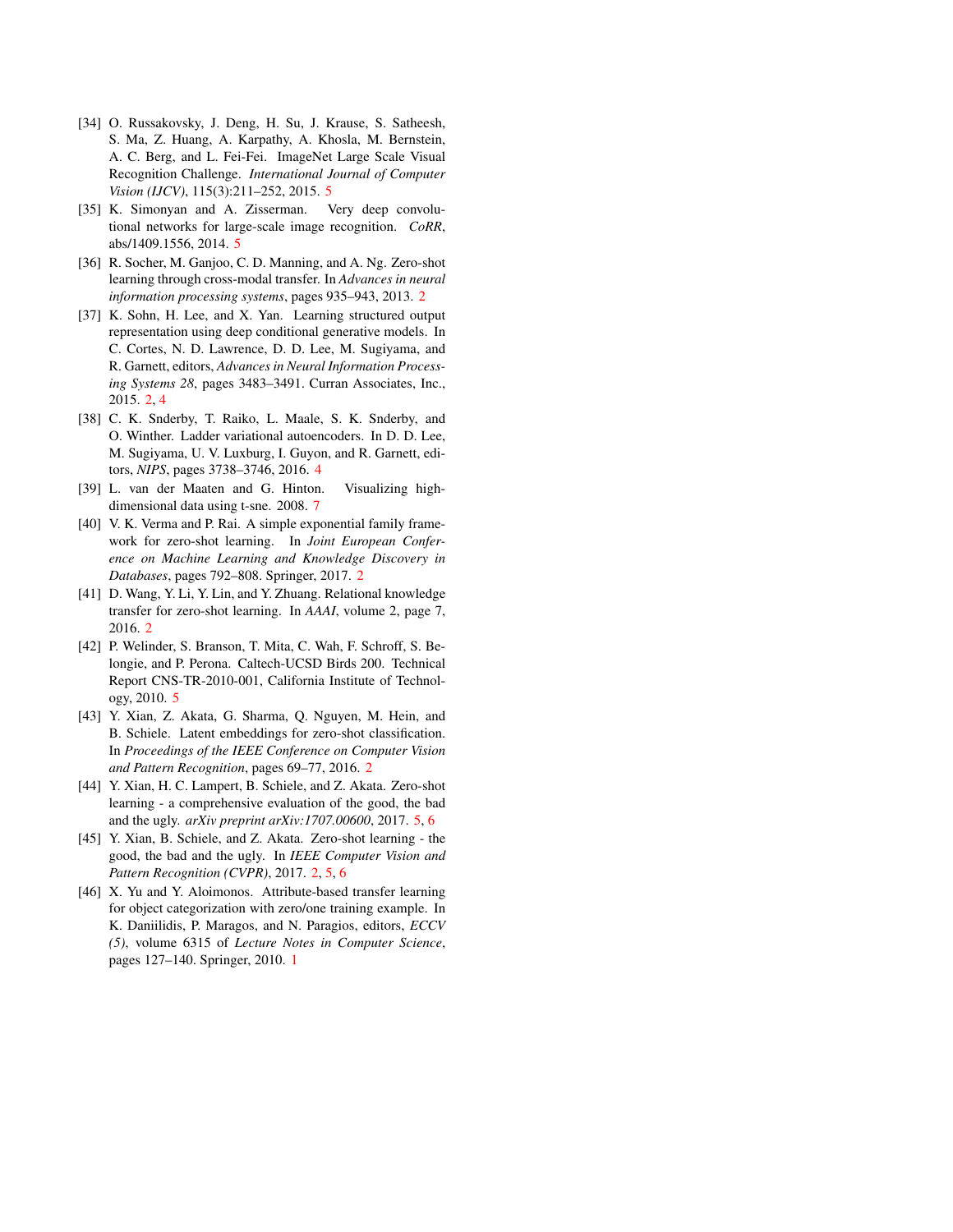[34] O. Russakovsky, J. Deng, H. Su, J. Krause, S. Satheesh, S. Ma, Z. Huang, A. Karpathy, A. Khosla, M. Bernstein, A. C. Berg, and L. Fei-Fei. ImageNet Large Scale Visual Recognition Challenge. *International Journal of Computer Vision (IJCV)*, 115(3):211–252, 2015. 5

[35] K. Simonyan and A. Zisserman. Very deep convolutional networks for large-scale image recognition. *CoRR*, abs/1409.1556, 2014. 5

[36] R. Socher, M. Ganjoo, C. D. Manning, and A. Ng. Zero-shot learning through cross-modal transfer. In *Advances in neural information processing systems*, pages 935–943, 2013. 2

[37] K. Sohn, H. Lee, and X. Yan. Learning structured output representation using deep conditional generative models. In C. Cortes, N. D. Lawrence, D. D. Lee, M. Sugiyama, and R. Garnett, editors, *Advances in Neural Information Processing Systems 28*, pages 3483–3491. Curran Associates, Inc., 2015. 2, 4

[38] C. K. Snderby, T. Raiko, L. Maale, S. K. Snderby, and O. Winther. Ladder variational autoencoders. In D. D. Lee, M. Sugiyama, U. V. Luxburg, I. Guyon, and R. Garnett, editors, *NIPS*, pages 3738–3746, 2016. 4

[39] L. van der Maaten and G. Hinton. Visualizing high-dimensional data using t-sne. 2008. 7

[40] V. K. Verma and P. Rai. A simple exponential family framework for zero-shot learning. In *Joint European Conference on Machine Learning and Knowledge Discovery in Databases*, pages 792–808. Springer, 2017. 2

[41] D. Wang, Y. Li, Y. Lin, and Y. Zhuang. Relational knowledge transfer for zero-shot learning. In *AAAI*, volume 2, page 7, 2016. 2

[42] P. Welinder, S. Branson, T. Mita, C. Wah, F. Schroff, S. Belongie, and P. Perona. Caltech-UCSD Birds 200. Technical Report CNS-TR-2010-001, California Institute of Technology, 2010. 5

[43] Y. Xian, Z. Akata, G. Sharma, Q. Nguyen, M. Hein, and B. Schiele. Latent embeddings for zero-shot classification. In *Proceedings of the IEEE Conference on Computer Vision and Pattern Recognition*, pages 69–77, 2016. 2

[44] Y. Xian, H. C. Lampert, B. Schiele, and Z. Akata. Zero-shot learning - a comprehensive evaluation of the good, the bad and the ugly. *arXiv preprint arXiv:1707.00600*, 2017. 5, 6

[45] Y. Xian, B. Schiele, and Z. Akata. Zero-shot learning - the good, the bad and the ugly. In *IEEE Computer Vision and Pattern Recognition (CVPR)*, 2017. 2, 5, 6

[46] X. Yu and Y. Aloimonos. Attribute-based transfer learning for object categorization with zero/one training example. In K. Daniilidis, P. Maragos, and N. Paragios, editors, *ECCV (5)*, volume 6315 of *Lecture Notes in Computer Science*, pages 127–140. Springer, 2010. 1